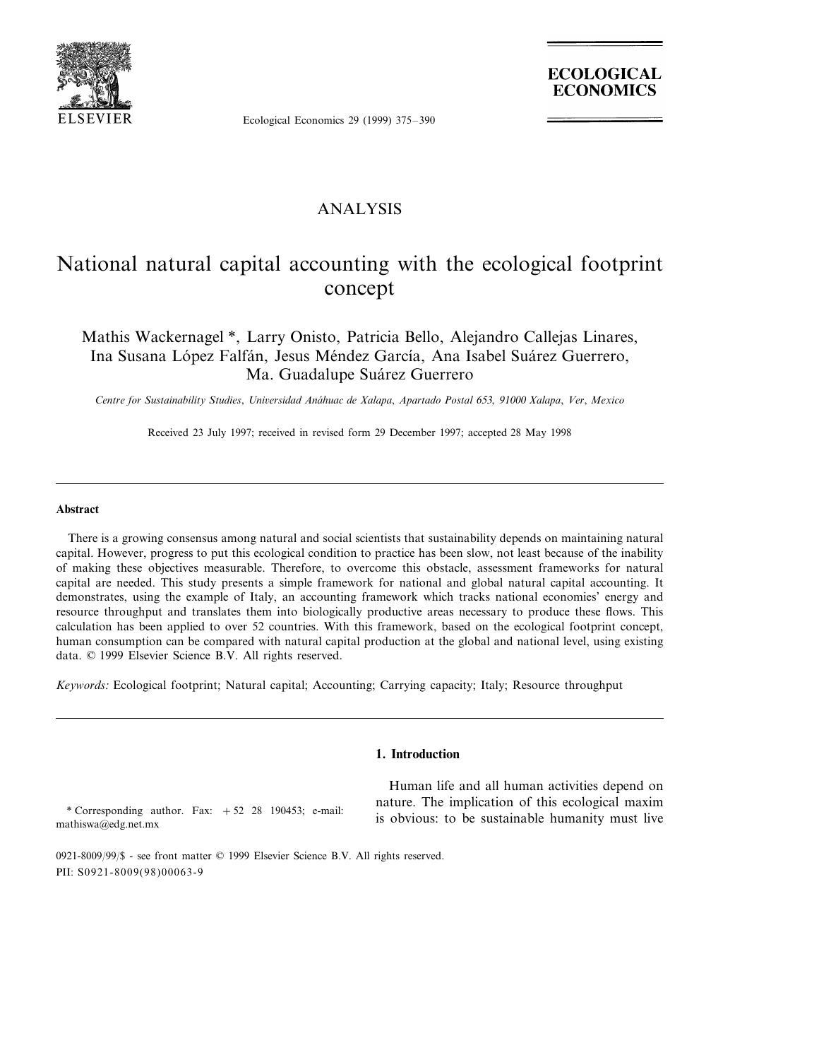ANALYSIS

# National natural capital accounting with the ecological footprint concept

Mathis Wackernagel *, Larry Onisto, Patricia Bello, Alejandro Callejas Linares, Ina Susana López Falfán, Jesus Méndez García, Ana Isabel Suárez Guerrero, Ma. Guadalupe Suárez Guerrero

*Centre for Sustainability Studies, Universidad Anáhuac de Xalapa, Apartado Postal 653, 91000 Xalapa, Ver, Mexico*

Received 23 July 1997; received in revised form 29 December 1997; accepted 28 May 1998

## Abstract

There is a growing consensus among natural and social scientists that sustainability depends on maintaining natural capital. However, progress to put this ecological condition to practice has been slow, not least because of the inability of making these objectives measurable. Therefore, to overcome this obstacle, assessment frameworks for natural capital are needed. This study presents a simple framework for national and global natural capital accounting. It demonstrates, using the example of Italy, an accounting framework which tracks national economies' energy and resource throughput and translates them into biologically productive areas necessary to produce these flows. This calculation has been applied to over 52 countries. With this framework, based on the ecological footprint concept, human consumption can be compared with natural capital production at the global and national level, using existing data. © 1999 Elsevier Science B.V. All rights reserved.

*Keywords:* Ecological footprint; Natural capital; Accounting; Carrying capacity; Italy; Resource throughput

## 1. Introduction

Human life and all human activities depend on nature. The implication of this ecological maxim is obvious: to be sustainable humanity must live

\* Corresponding author. Fax: +52 28 190453; e-mail: mathiswa@edg.net.mx

0921-8009/99/$ - see front matter © 1999 Elsevier Science B.V. All rights reserved.
PII: S0921-8009(98)00063-9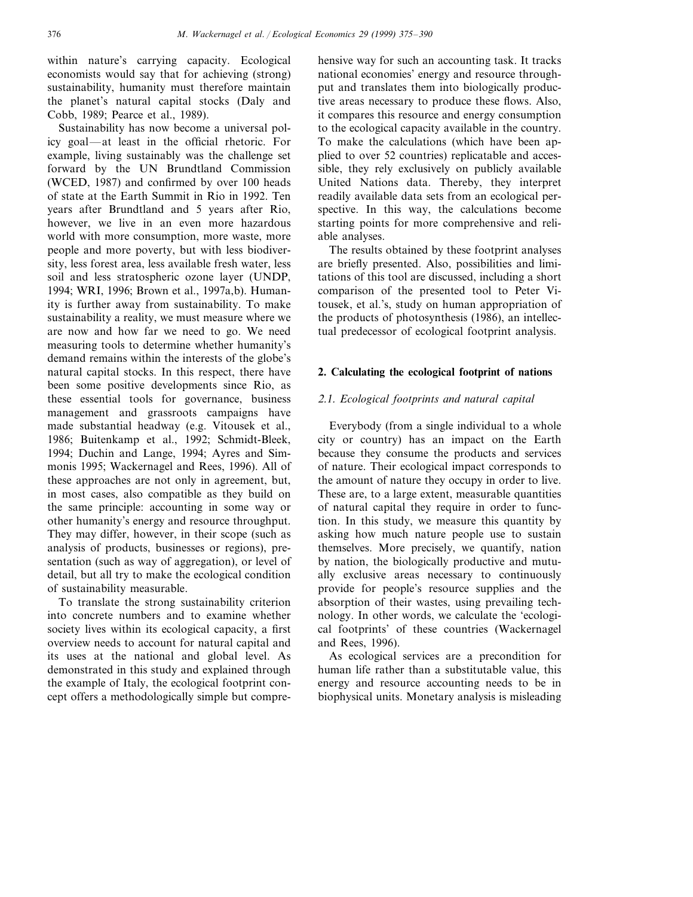within nature's carrying capacity. Ecological economists would say that for achieving (strong) sustainability, humanity must therefore maintain the planet's natural capital stocks (Daly and Cobb, 1989; Pearce et al., 1989).

Sustainability has now become a universal policy goal—at least in the official rhetoric. For example, living sustainably was the challenge set forward by the UN Brundtland Commission (WCED, 1987) and confirmed by over 100 heads of state at the Earth Summit in Rio in 1992. Ten years after Brundtland and 5 years after Rio, however, we live in an even more hazardous world with more consumption, more waste, more people and more poverty, but with less biodiversity, less forest area, less available fresh water, less soil and less stratospheric ozone layer (UNDP, 1994; WRI, 1996; Brown et al., 1997a,b). Humanity is further away from sustainability. To make sustainability a reality, we must measure where we are now and how far we need to go. We need measuring tools to determine whether humanity's demand remains within the interests of the globe's natural capital stocks. In this respect, there have been some positive developments since Rio, as these essential tools for governance, business management and grassroots campaigns have made substantial headway (e.g. Vitousek et al., 1986; Buitenkamp et al., 1992; Schmidt-Bleek, 1994; Duchin and Lange, 1994; Ayres and Simmonis 1995; Wackernagel and Rees, 1996). All of these approaches are not only in agreement, but, in most cases, also compatible as they build on the same principle: accounting in some way or other humanity's energy and resource throughput. They may differ, however, in their scope (such as analysis of products, businesses or regions), presentation (such as way of aggregation), or level of detail, but all try to make the ecological condition of sustainability measurable.

To translate the strong sustainability criterion into concrete numbers and to examine whether society lives within its ecological capacity, a first overview needs to account for natural capital and its uses at the national and global level. As demonstrated in this study and explained through the example of Italy, the ecological footprint concept offers a methodologically simple but comprehensive way for such an accounting task. It tracks national economies' energy and resource throughput and translates them into biologically productive areas necessary to produce these flows. Also, it compares this resource and energy consumption to the ecological capacity available in the country. To make the calculations (which have been applied to over 52 countries) replicatable and accessible, they rely exclusively on publicly available United Nations data. Thereby, they interpret readily available data sets from an ecological perspective. In this way, the calculations become starting points for more comprehensive and reliable analyses.

The results obtained by these footprint analyses are briefly presented. Also, possibilities and limitations of this tool are discussed, including a short comparison of the presented tool to Peter Vitousek, et al.'s, study on human appropriation of the products of photosynthesis (1986), an intellectual predecessor of ecological footprint analysis.

## 2. Calculating the ecological footprint of nations

### 2.1. Ecological footprints and natural capital

Everybody (from a single individual to a whole city or country) has an impact on the Earth because they consume the products and services of nature. Their ecological impact corresponds to the amount of nature they occupy in order to live. These are, to a large extent, measurable quantities of natural capital they require in order to function. In this study, we measure this quantity by asking how much nature people use to sustain themselves. More precisely, we quantify, nation by nation, the biologically productive and mutually exclusive areas necessary to continuously provide for people's resource supplies and the absorption of their wastes, using prevailing technology. In other words, we calculate the 'ecological footprints' of these countries (Wackernagel and Rees, 1996).

As ecological services are a precondition for human life rather than a substitutable value, this energy and resource accounting needs to be in biophysical units. Monetary analysis is misleading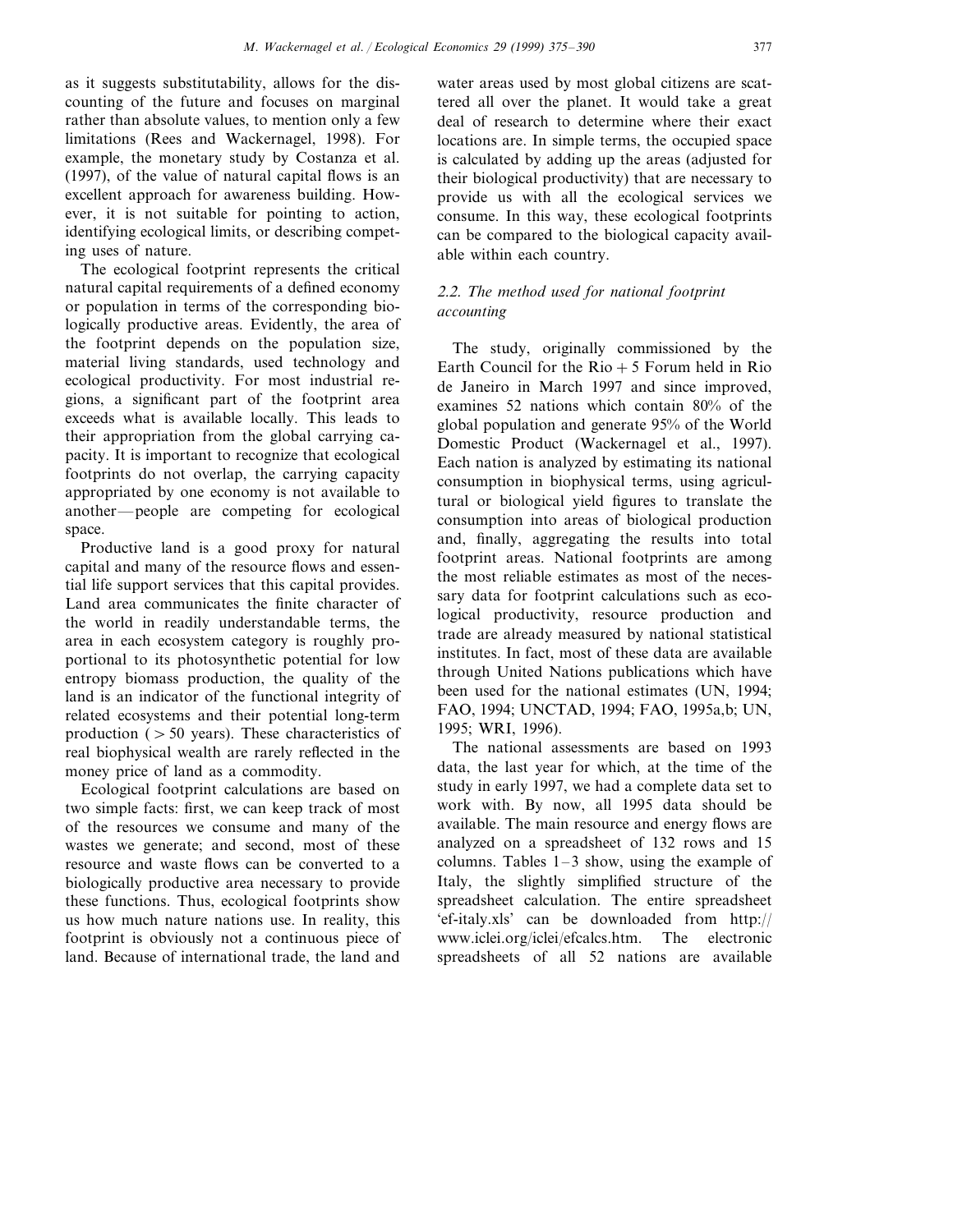as it suggests substitutability, allows for the discounting of the future and focuses on marginal rather than absolute values, to mention only a few limitations (Rees and Wackernagel, 1998). For example, the monetary study by Costanza et al. (1997), of the value of natural capital flows is an excellent approach for awareness building. However, it is not suitable for pointing to action, identifying ecological limits, or describing competing uses of nature.

The ecological footprint represents the critical natural capital requirements of a defined economy or population in terms of the corresponding biologically productive areas. Evidently, the area of the footprint depends on the population size, material living standards, used technology and ecological productivity. For most industrial regions, a significant part of the footprint area exceeds what is available locally. This leads to their appropriation from the global carrying capacity. It is important to recognize that ecological footprints do not overlap, the carrying capacity appropriated by one economy is not available to another—people are competing for ecological space.

Productive land is a good proxy for natural capital and many of the resource flows and essential life support services that this capital provides. Land area communicates the finite character of the world in readily understandable terms, the area in each ecosystem category is roughly proportional to its photosynthetic potential for low entropy biomass production, the quality of the land is an indicator of the functional integrity of related ecosystems and their potential long-term production ( > 50 years). These characteristics of real biophysical wealth are rarely reflected in the money price of land as a commodity.

Ecological footprint calculations are based on two simple facts: first, we can keep track of most of the resources we consume and many of the wastes we generate; and second, most of these resource and waste flows can be converted to a biologically productive area necessary to provide these functions. Thus, ecological footprints show us how much nature nations use. In reality, this footprint is obviously not a continuous piece of land. Because of international trade, the land and water areas used by most global citizens are scattered all over the planet. It would take a great deal of research to determine where their exact locations are. In simple terms, the occupied space is calculated by adding up the areas (adjusted for their biological productivity) that are necessary to provide us with all the ecological services we consume. In this way, these ecological footprints can be compared to the biological capacity available within each country.

### *2.2. The method used for national footprint accounting*

The study, originally commissioned by the Earth Council for the Rio + 5 Forum held in Rio de Janeiro in March 1997 and since improved, examines 52 nations which contain 80% of the global population and generate 95% of the World Domestic Product (Wackernagel et al., 1997). Each nation is analyzed by estimating its national consumption in biophysical terms, using agricultural or biological yield figures to translate the consumption into areas of biological production and, finally, aggregating the results into total footprint areas. National footprints are among the most reliable estimates as most of the necessary data for footprint calculations such as ecological productivity, resource production and trade are already measured by national statistical institutes. In fact, most of these data are available through United Nations publications which have been used for the national estimates (UN, 1994; FAO, 1994; UNCTAD, 1994; FAO, 1995a,b; UN, 1995; WRI, 1996).

The national assessments are based on 1993 data, the last year for which, at the time of the study in early 1997, we had a complete data set to work with. By now, all 1995 data should be available. The main resource and energy flows are analyzed on a spreadsheet of 132 rows and 15 columns. Tables 1–3 show, using the example of Italy, the slightly simplified structure of the spreadsheet calculation. The entire spreadsheet 'ef-italy.xls' can be downloaded from http://www.iclei.org/iclei/efcalcs.htm. The electronic spreadsheets of all 52 nations are available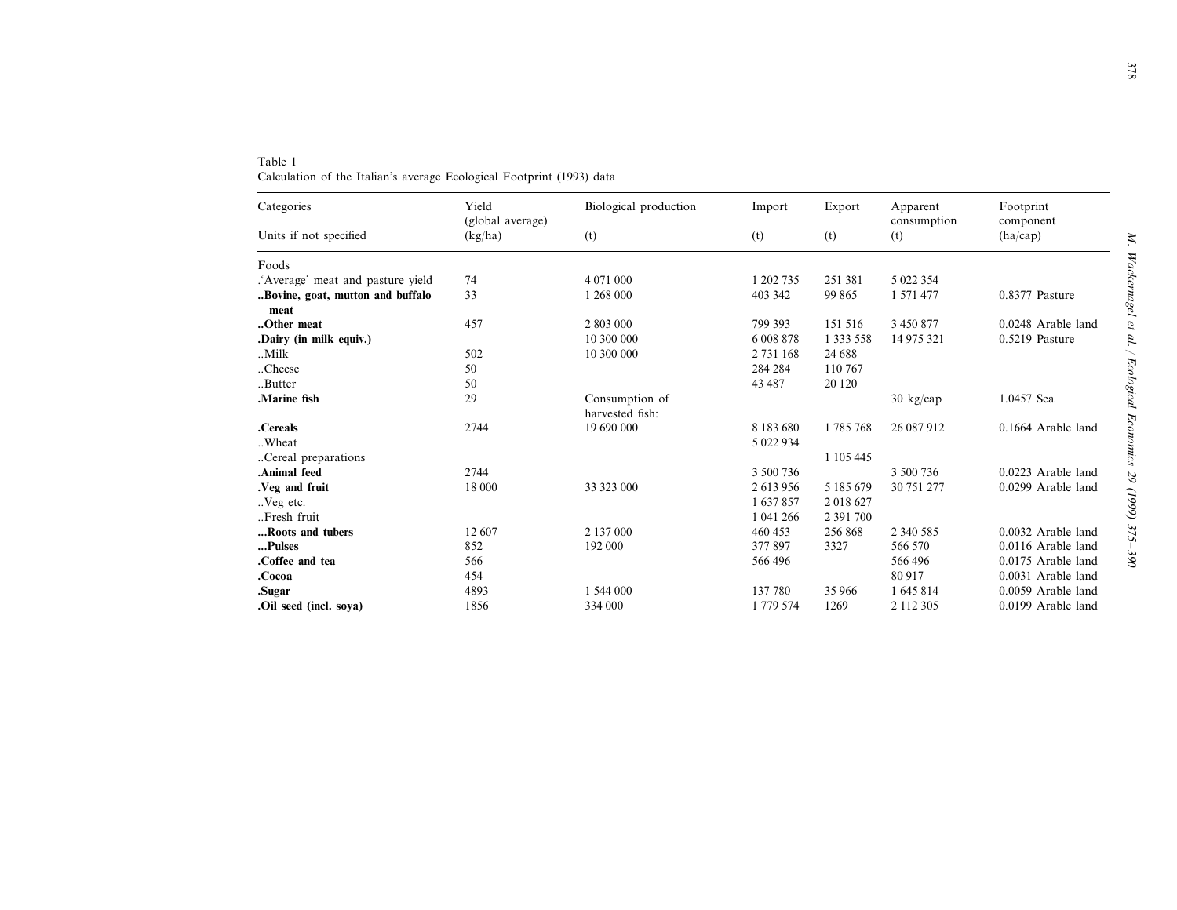Table 1
Calculation of the Italian's average Ecological Footprint (1993) data

| Categories | Yield (global average) | Biological production | Import | Export | Apparent consumption | Footprint component |
|---|---|---|---|---|---|---|
| Units if not specified | (kg/ha) | (t) | (t) | (t) | (t) | (ha/cap) |
| Foods | | | | | | |
| .'Average' meat and pasture yield | 74 | 4 071 000 | 1 202 735 | 251 381 | 5 022 354 | |
| **..Bovine, goat, mutton and buffalo meat** | 33 | 1 268 000 | 403 342 | 99 865 | 1 571 477 | 0.8377 Pasture |
| **..Other meat** | 457 | 2 803 000 | 799 393 | 151 516 | 3 450 877 | 0.0248 Arable land |
| **.Dairy (in milk equiv.)** | | 10 300 000 | 6 008 878 | 1 333 558 | 14 975 321 | 0.5219 Pasture |
| ..Milk | 502 | 10 300 000 | 2 731 168 | 24 688 | | |
| ..Cheese | 50 | | 284 284 | 110 767 | | |
| ..Butter | 50 | | 43 487 | 20 120 | | |
| **.Marine fish** | 29 | Consumption of harvested fish: | | | 30 kg/cap | 1.0457 Sea |
| **.Cereals** | 2744 | 19 690 000 | 8 183 680 | 1 785 768 | 26 087 912 | 0.1664 Arable land |
| ..Wheat | | | 5 022 934 | | | |
| ..Cereal preparations | | | | 1 105 445 | | |
| **.Animal feed** | 2744 | | 3 500 736 | | 3 500 736 | 0.0223 Arable land |
| **.Veg and fruit** | 18 000 | 33 323 000 | 2 613 956 | 5 185 679 | 30 751 277 | 0.0299 Arable land |
| ..Veg etc. | | | 1 637 857 | 2 018 627 | | |
| ..Fresh fruit | | | 1 041 266 | 2 391 700 | | |
| **...Roots and tubers** | 12 607 | 2 137 000 | 460 453 | 256 868 | 2 340 585 | 0.0032 Arable land |
| **...Pulses** | 852 | 192 000 | 377 897 | 3327 | 566 570 | 0.0116 Arable land |
| **.Coffee and tea** | 566 | | 566 496 | | 566 496 | 0.0175 Arable land |
| **.Cocoa** | 454 | | | | 80 917 | 0.0031 Arable land |
| **.Sugar** | 4893 | 1 544 000 | 137 780 | 35 966 | 1 645 814 | 0.0059 Arable land |
| **.Oil seed (incl. soya)** | 1856 | 334 000 | 1 779 574 | 1269 | 2 112 305 | 0.0199 Arable land |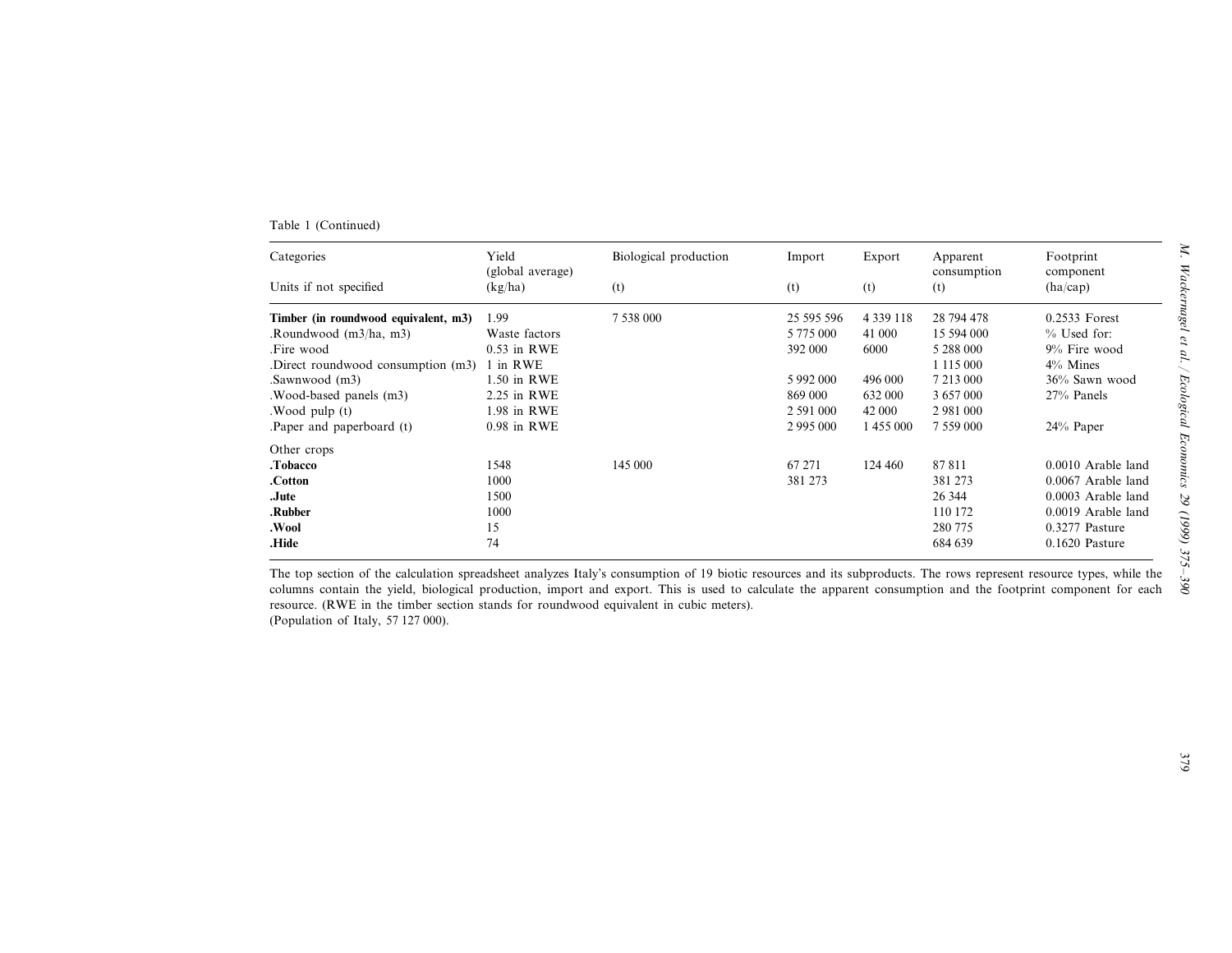Table 1 (Continued)

| Categories | Yield (global average) | Biological production | Import | Export | Apparent consumption | Footprint component |
|---|---|---|---|---|---|---|
| Units if not specified | (kg/ha) | (t) | (t) | (t) | (t) | (ha/cap) |
| **Timber (in roundwood equivalent, m3)** | 1.99 | 7 538 000 | 25 595 596 | 4 339 118 | 28 794 478 | 0.2533 Forest |
| .Roundwood (m3/ha, m3) | Waste factors | | 5 775 000 | 41 000 | 15 594 000 | % Used for: |
| .Fire wood | 0.53 in RWE | | 392 000 | 6000 | 5 288 000 | 9% Fire wood |
| .Direct roundwood consumption (m3) | 1 in RWE | | | | 1 115 000 | 4% Mines |
| .Sawnwood (m3) | 1.50 in RWE | | 5 992 000 | 496 000 | 7 213 000 | 36% Sawn wood |
| .Wood-based panels (m3) | 2.25 in RWE | | 869 000 | 632 000 | 3 657 000 | 27% Panels |
| .Wood pulp (t) | 1.98 in RWE | | 2 591 000 | 42 000 | 2 981 000 | |
| .Paper and paperboard (t) | 0.98 in RWE | | 2 995 000 | 1 455 000 | 7 559 000 | 24% Paper |
| Other crops | | | | | | |
| **.Tobacco** | 1548 | 145 000 | 67 271 | 124 460 | 87 811 | 0.0010 Arable land |
| **.Cotton** | 1000 | | 381 273 | | 381 273 | 0.0067 Arable land |
| **.Jute** | 1500 | | | | 26 344 | 0.0003 Arable land |
| **.Rubber** | 1000 | | | | 110 172 | 0.0019 Arable land |
| **.Wool** | 15 | | | | 280 775 | 0.3277 Pasture |
| **.Hide** | 74 | | | | 684 639 | 0.1620 Pasture |

The top section of the calculation spreadsheet analyzes Italy's consumption of 19 biotic resources and its subproducts. The rows represent resource types, while the columns contain the yield, biological production, import and export. This is used to calculate the apparent consumption and the footprint component for each resource. (RWE in the timber section stands for roundwood equivalent in cubic meters).
(Population of Italy, 57 127 000).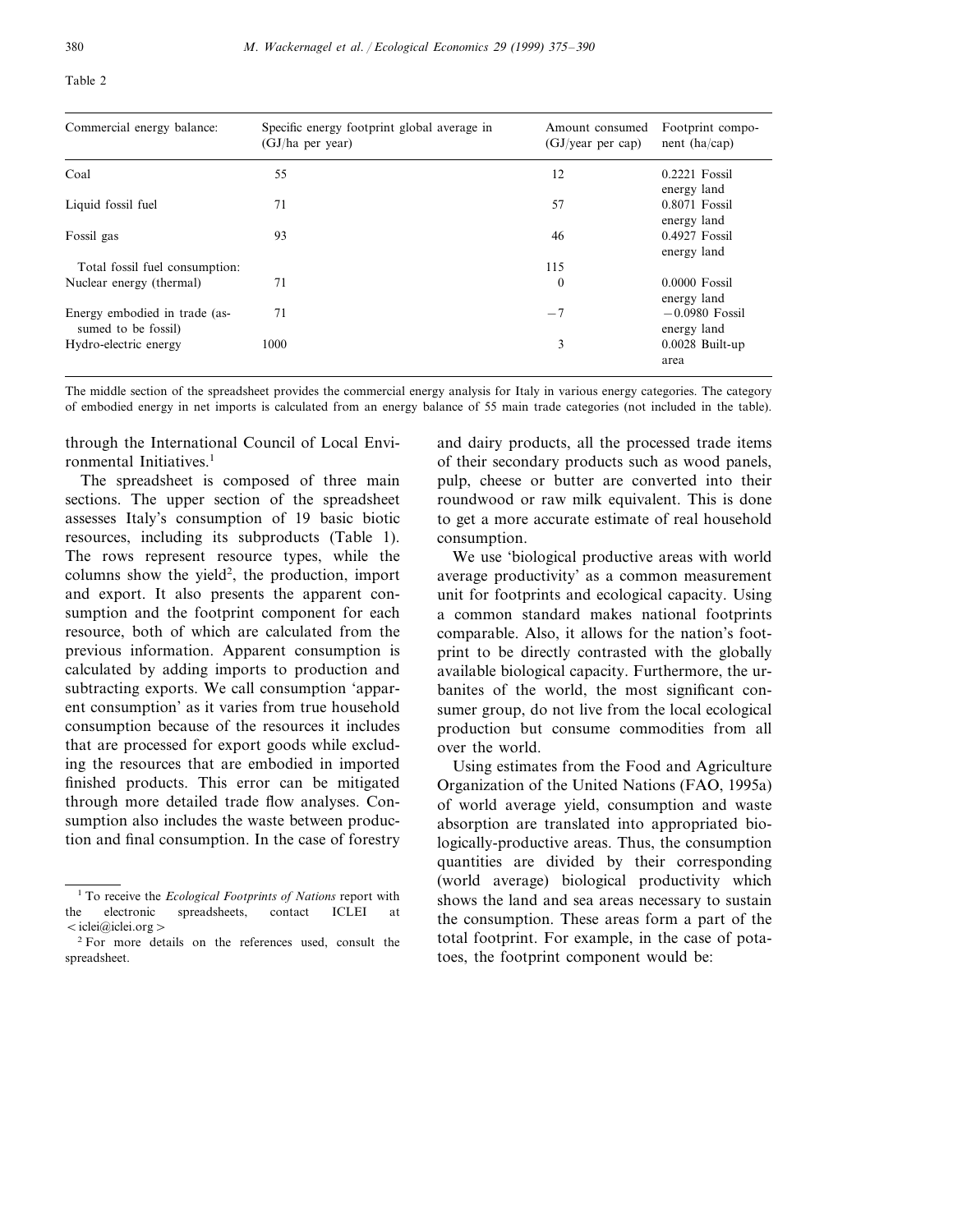Table 2

| Commercial energy balance: | Specific energy footprint global average in (GJ/ha per year) | Amount consumed (GJ/year per cap) | Footprint component (ha/cap) |
|---|---|---|---|
| Coal | 55 | 12 | 0.2221 Fossil energy land |
| Liquid fossil fuel | 71 | 57 | 0.8071 Fossil energy land |
| Fossil gas | 93 | 46 | 0.4927 Fossil energy land |
| Total fossil fuel consumption: | | 115 | |
| Nuclear energy (thermal) | 71 | 0 | 0.0000 Fossil energy land |
| Energy embodied in trade (assumed to be fossil) | 71 | −7 | −0.0980 Fossil energy land |
| Hydro-electric energy | 1000 | 3 | 0.0028 Built-up area |

The middle section of the spreadsheet provides the commercial energy analysis for Italy in various energy categories. The category of embodied energy in net imports is calculated from an energy balance of 55 main trade categories (not included in the table).

through the International Council of Local Environmental Initiatives.[1]

The spreadsheet is composed of three main sections. The upper section of the spreadsheet assesses Italy's consumption of 19 basic biotic resources, including its subproducts (Table 1). The rows represent resource types, while the columns show the yield[2], the production, import and export. It also presents the apparent consumption and the footprint component for each resource, both of which are calculated from the previous information. Apparent consumption is calculated by adding imports to production and subtracting exports. We call consumption 'apparent consumption' as it varies from true household consumption because of the resources it includes that are processed for export goods while excluding the resources that are embodied in imported finished products. This error can be mitigated through more detailed trade flow analyses. Consumption also includes the waste between production and final consumption. In the case of forestry and dairy products, all the processed trade items of their secondary products such as wood panels, pulp, cheese or butter are converted into their roundwood or raw milk equivalent. This is done to get a more accurate estimate of real household consumption.

We use 'biological productive areas with world average productivity' as a common measurement unit for footprints and ecological capacity. Using a common standard makes national footprints comparable. Also, it allows for the nation's footprint to be directly contrasted with the globally available biological capacity. Furthermore, the urbanites of the world, the most significant consumer group, do not live from the local ecological production but consume commodities from all over the world.

Using estimates from the Food and Agriculture Organization of the United Nations (FAO, 1995a) of world average yield, consumption and waste absorption are translated into appropriated biologically-productive areas. Thus, the consumption quantities are divided by their corresponding (world average) biological productivity which shows the land and sea areas necessary to sustain the consumption. These areas form a part of the total footprint. For example, in the case of potatoes, the footprint component would be:

[1] To receive the *Ecological Footprints of Nations* report with the electronic spreadsheets, contact ICLEI at < iclei@iclei.org >

[2] For more details on the references used, consult the spreadsheet.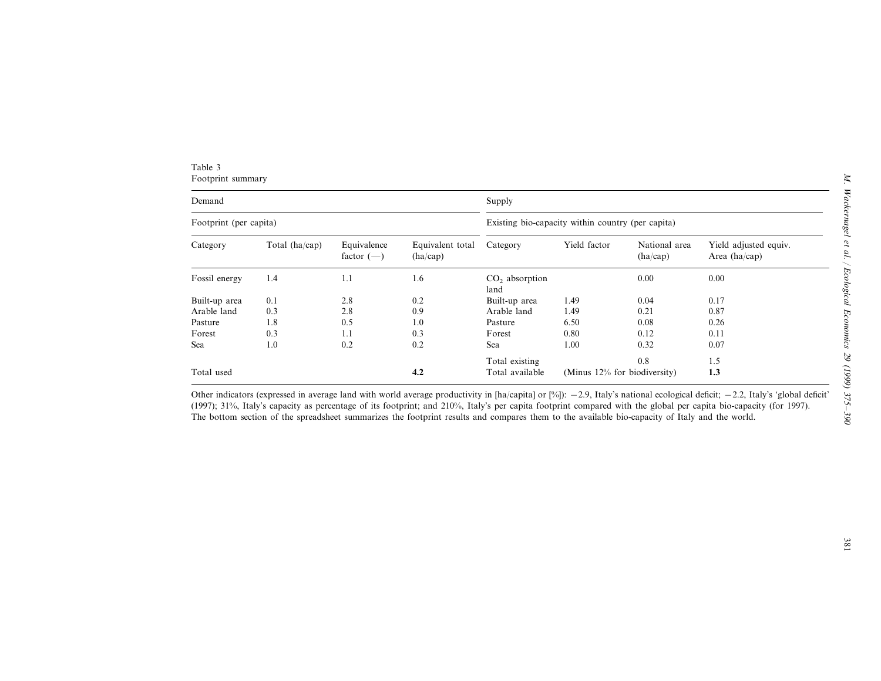Table 3
Footprint summary

| Demand | | | | Supply | | | |
|---|---|---|---|---|---|---|---|
| Footprint (per capita) | | | | Existing bio-capacity within country (per capita) | | | |
| Category | Total (ha/cap) | Equivalence factor (—) | Equivalent total (ha/cap) | Category | Yield factor | National area (ha/cap) | Yield adjusted equiv. Area (ha/cap) |
| Fossil energy | 1.4 | 1.1 | 1.6 | $CO_2$ absorption land | | 0.00 | 0.00 |
| Built-up area | 0.1 | 2.8 | 0.2 | Built-up area | 1.49 | 0.04 | 0.17 |
| Arable land | 0.3 | 2.8 | 0.9 | Arable land | 1.49 | 0.21 | 0.87 |
| Pasture | 1.8 | 0.5 | 1.0 | Pasture | 6.50 | 0.08 | 0.26 |
| Forest | 0.3 | 1.1 | 0.3 | Forest | 0.80 | 0.12 | 0.11 |
| Sea | 1.0 | 0.2 | 0.2 | Sea | 1.00 | 0.32 | 0.07 |
| | | | | Total existing | | 0.8 | 1.5 |
| Total used | | | **4.2** | Total available | (Minus 12% for biodiversity) | | **1.3** |

Other indicators (expressed in average land with world average productivity in [ha/capita] or [%]): −2.9, Italy's national ecological deficit; −2.2, Italy's 'global deficit' (1997); 31%, Italy's capacity as percentage of its footprint; and 210%, Italy's per capita footprint compared with the global per capita bio-capacity (for 1997). The bottom section of the spreadsheet summarizes the footprint results and compares them to the available bio-capacity of Italy and the world.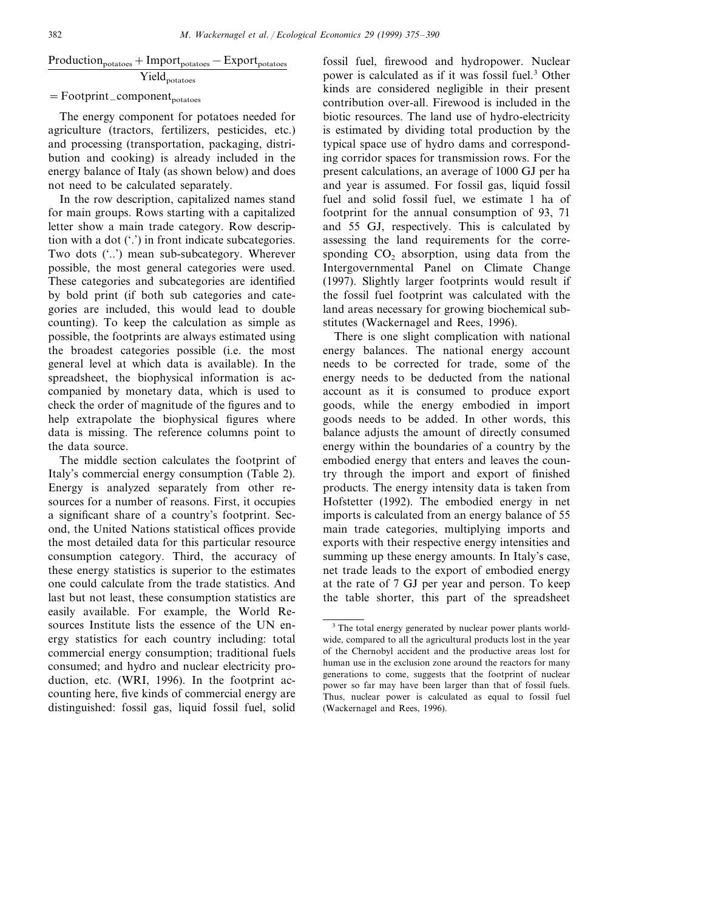$$\frac{\text{Production}_{\text{potatoes}} + \text{Import}_{\text{potatoes}} - \text{Export}_{\text{potatoes}}}{\text{Yield}_{\text{potatoes}}}$$

$$= \text{Footprint\_component}_{\text{potatoes}}$$

The energy component for potatoes needed for agriculture (tractors, fertilizers, pesticides, etc.) and processing (transportation, packaging, distribution and cooking) is already included in the energy balance of Italy (as shown below) and does not need to be calculated separately.

In the row description, capitalized names stand for main groups. Rows starting with a capitalized letter show a main trade category. Row description with a dot ('.') in front indicate subcategories. Two dots ('..') mean sub-subcategory. Wherever possible, the most general categories were used. These categories and subcategories are identified by bold print (if both sub categories and categories are included, this would lead to double counting). To keep the calculation as simple as possible, the footprints are always estimated using the broadest categories possible (i.e. the most general level at which data is available). In the spreadsheet, the biophysical information is accompanied by monetary data, which is used to check the order of magnitude of the figures and to help extrapolate the biophysical figures where data is missing. The reference columns point to the data source.

The middle section calculates the footprint of Italy's commercial energy consumption (Table 2). Energy is analyzed separately from other resources for a number of reasons. First, it occupies a significant share of a country's footprint. Second, the United Nations statistical offices provide the most detailed data for this particular resource consumption category. Third, the accuracy of these energy statistics is superior to the estimates one could calculate from the trade statistics. And last but not least, these consumption statistics are easily available. For example, the World Resources Institute lists the essence of the UN energy statistics for each country including: total commercial energy consumption; traditional fuels consumed; and hydro and nuclear electricity production, etc. (WRI, 1996). In the footprint accounting here, five kinds of commercial energy are distinguished: fossil gas, liquid fossil fuel, solid fossil fuel, firewood and hydropower. Nuclear power is calculated as if it was fossil fuel.[3] Other kinds are considered negligible in their present contribution over-all. Firewood is included in the biotic resources. The land use of hydro-electricity is estimated by dividing total production by the typical space use of hydro dams and corresponding corridor spaces for transmission rows. For the present calculations, an average of 1000 GJ per ha and year is assumed. For fossil gas, liquid fossil fuel and solid fossil fuel, we estimate 1 ha of footprint for the annual consumption of 93, 71 and 55 GJ, respectively. This is calculated by assessing the land requirements for the corresponding $CO_2$ absorption, using data from the Intergovernmental Panel on Climate Change (1997). Slightly larger footprints would result if the fossil fuel footprint was calculated with the land areas necessary for growing biochemical substitutes (Wackernagel and Rees, 1996).

There is one slight complication with national energy balances. The national energy account needs to be corrected for trade, some of the energy needs to be deducted from the national account as it is consumed to produce export goods, while the energy embodied in import goods needs to be added. In other words, this balance adjusts the amount of directly consumed energy within the boundaries of a country by the embodied energy that enters and leaves the country through the import and export of finished products. The energy intensity data is taken from Hofstetter (1992). The embodied energy in net imports is calculated from an energy balance of 55 main trade categories, multiplying imports and exports with their respective energy intensities and summing up these energy amounts. In Italy's case, net trade leads to the export of embodied energy at the rate of 7 GJ per year and person. To keep the table shorter, this part of the spreadsheet

[3] The total energy generated by nuclear power plants worldwide, compared to all the agricultural products lost in the year of the Chernobyl accident and the productive areas lost for human use in the exclusion zone around the reactors for many generations to come, suggests that the footprint of nuclear power so far may have been larger than that of fossil fuels. Thus, nuclear power is calculated as equal to fossil fuel (Wackernagel and Rees, 1996).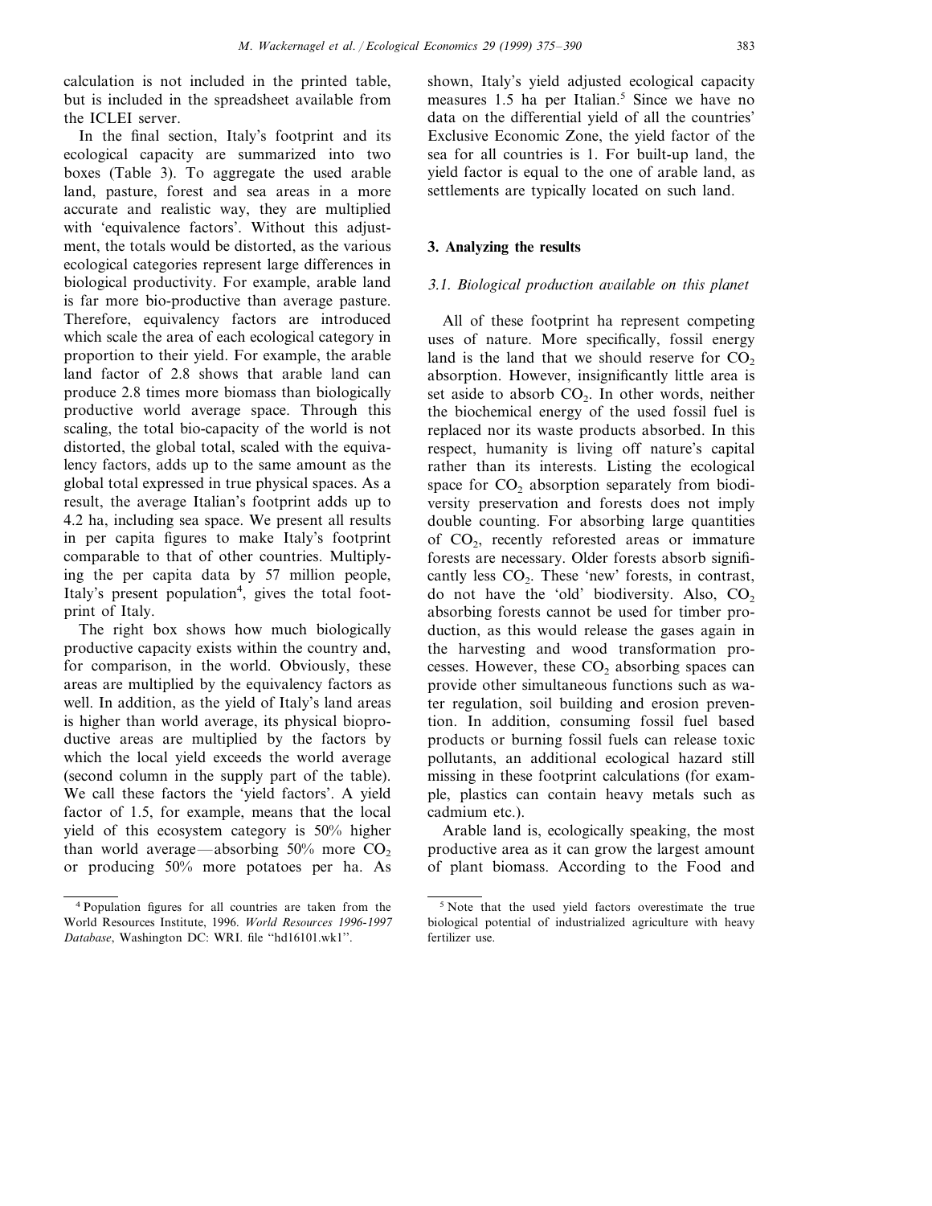calculation is not included in the printed table, but is included in the spreadsheet available from the ICLEI server.

In the final section, Italy's footprint and its ecological capacity are summarized into two boxes (Table 3). To aggregate the used arable land, pasture, forest and sea areas in a more accurate and realistic way, they are multiplied with 'equivalence factors'. Without this adjustment, the totals would be distorted, as the various ecological categories represent large differences in biological productivity. For example, arable land is far more bio-productive than average pasture. Therefore, equivalency factors are introduced which scale the area of each ecological category in proportion to their yield. For example, the arable land factor of 2.8 shows that arable land can produce 2.8 times more biomass than biologically productive world average space. Through this scaling, the total bio-capacity of the world is not distorted, the global total, scaled with the equivalency factors, adds up to the same amount as the global total expressed in true physical spaces. As a result, the average Italian's footprint adds up to 4.2 ha, including sea space. We present all results in per capita figures to make Italy's footprint comparable to that of other countries. Multiplying the per capita data by 57 million people, Italy's present population[4], gives the total footprint of Italy.

The right box shows how much biologically productive capacity exists within the country and, for comparison, in the world. Obviously, these areas are multiplied by the equivalency factors as well. In addition, as the yield of Italy's land areas is higher than world average, its physical bioproductive areas are multiplied by the factors by which the local yield exceeds the world average (second column in the supply part of the table). We call these factors the 'yield factors'. A yield factor of 1.5, for example, means that the local yield of this ecosystem category is 50% higher than world average—absorbing 50% more $CO_2$ or producing 50% more potatoes per ha. As shown, Italy's yield adjusted ecological capacity measures 1.5 ha per Italian.[5] Since we have no data on the differential yield of all the countries' Exclusive Economic Zone, the yield factor of the sea for all countries is 1. For built-up land, the yield factor is equal to the one of arable land, as settlements are typically located on such land.

## 3. Analyzing the results

### 3.1. Biological production available on this planet

All of these footprint ha represent competing uses of nature. More specifically, fossil energy land is the land that we should reserve for $CO_2$ absorption. However, insignificantly little area is set aside to absorb $CO_2$. In other words, neither the biochemical energy of the used fossil fuel is replaced nor its waste products absorbed. In this respect, humanity is living off nature's capital rather than its interests. Listing the ecological space for $CO_2$ absorption separately from biodiversity preservation and forests does not imply double counting. For absorbing large quantities of $CO_2$, recently reforested areas or immature forests are necessary. Older forests absorb significantly less $CO_2$. These 'new' forests, in contrast, do not have the 'old' biodiversity. Also, $CO_2$ absorbing forests cannot be used for timber production, as this would release the gases again in the harvesting and wood transformation processes. However, these $CO_2$ absorbing spaces can provide other simultaneous functions such as water regulation, soil building and erosion prevention. In addition, consuming fossil fuel based products or burning fossil fuels can release toxic pollutants, an additional ecological hazard still missing in these footprint calculations (for example, plastics can contain heavy metals such as cadmium etc.).

Arable land is, ecologically speaking, the most productive area as it can grow the largest amount of plant biomass. According to the Food and

[4] Population figures for all countries are taken from the World Resources Institute, 1996. *World Resources 1996-1997 Database*, Washington DC: WRI. file "hd16101.wk1".

[5] Note that the used yield factors overestimate the true biological potential of industrialized agriculture with heavy fertilizer use.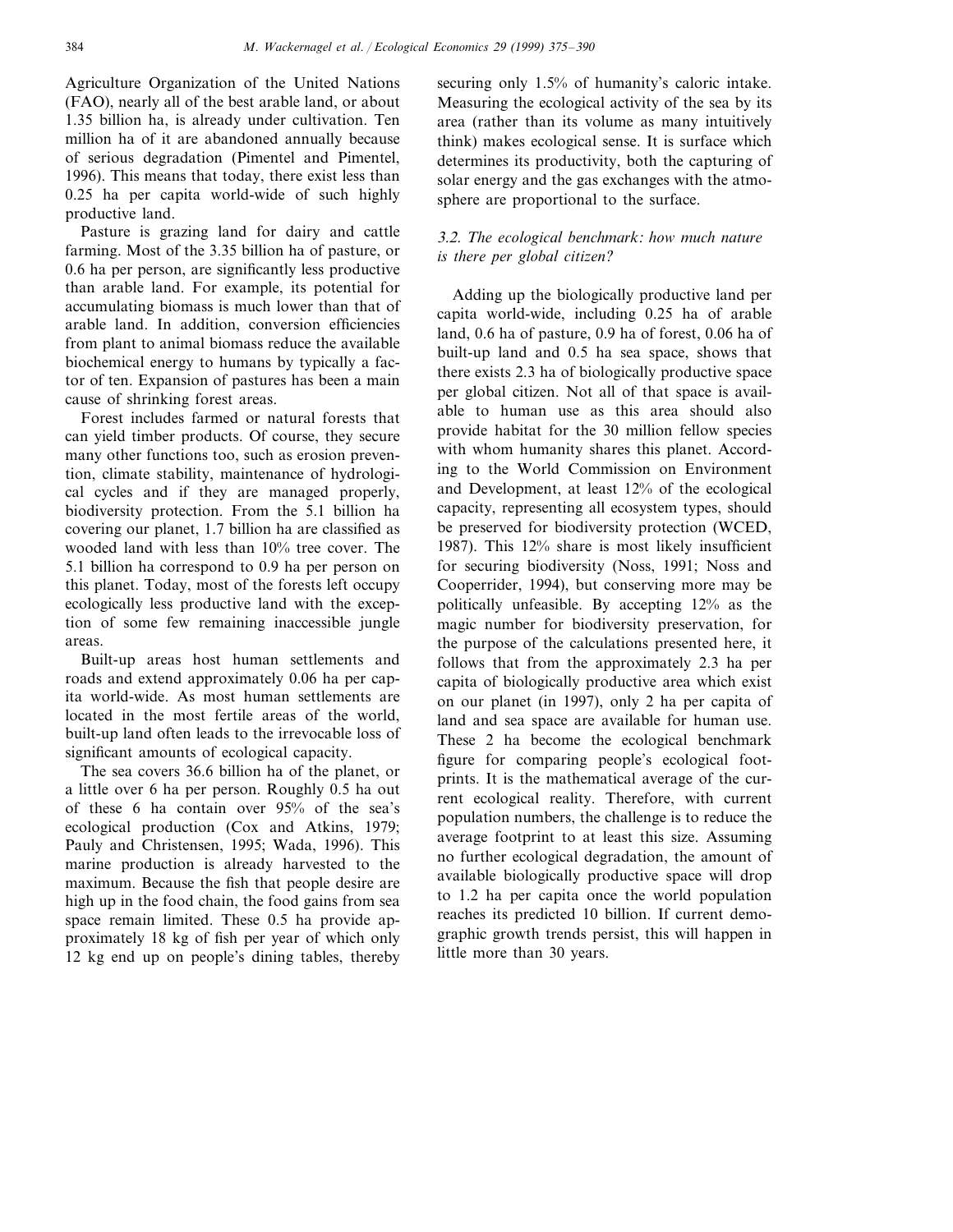Agriculture Organization of the United Nations (FAO), nearly all of the best arable land, or about 1.35 billion ha, is already under cultivation. Ten million ha of it are abandoned annually because of serious degradation (Pimentel and Pimentel, 1996). This means that today, there exist less than 0.25 ha per capita world-wide of such highly productive land.

Pasture is grazing land for dairy and cattle farming. Most of the 3.35 billion ha of pasture, or 0.6 ha per person, are significantly less productive than arable land. For example, its potential for accumulating biomass is much lower than that of arable land. In addition, conversion efficiencies from plant to animal biomass reduce the available biochemical energy to humans by typically a factor of ten. Expansion of pastures has been a main cause of shrinking forest areas.

Forest includes farmed or natural forests that can yield timber products. Of course, they secure many other functions too, such as erosion prevention, climate stability, maintenance of hydrological cycles and if they are managed properly, biodiversity protection. From the 5.1 billion ha covering our planet, 1.7 billion ha are classified as wooded land with less than 10% tree cover. The 5.1 billion ha correspond to 0.9 ha per person on this planet. Today, most of the forests left occupy ecologically less productive land with the exception of some few remaining inaccessible jungle areas.

Built-up areas host human settlements and roads and extend approximately 0.06 ha per capita world-wide. As most human settlements are located in the most fertile areas of the world, built-up land often leads to the irrevocable loss of significant amounts of ecological capacity.

The sea covers 36.6 billion ha of the planet, or a little over 6 ha per person. Roughly 0.5 ha out of these 6 ha contain over 95% of the sea's ecological production (Cox and Atkins, 1979; Pauly and Christensen, 1995; Wada, 1996). This marine production is already harvested to the maximum. Because the fish that people desire are high up in the food chain, the food gains from sea space remain limited. These 0.5 ha provide approximately 18 kg of fish per year of which only 12 kg end up on people's dining tables, thereby securing only 1.5% of humanity's caloric intake. Measuring the ecological activity of the sea by its area (rather than its volume as many intuitively think) makes ecological sense. It is surface which determines its productivity, both the capturing of solar energy and the gas exchanges with the atmosphere are proportional to the surface.

### *3.2. The ecological benchmark: how much nature is there per global citizen?*

Adding up the biologically productive land per capita world-wide, including 0.25 ha of arable land, 0.6 ha of pasture, 0.9 ha of forest, 0.06 ha of built-up land and 0.5 ha sea space, shows that there exists 2.3 ha of biologically productive space per global citizen. Not all of that space is available to human use as this area should also provide habitat for the 30 million fellow species with whom humanity shares this planet. According to the World Commission on Environment and Development, at least 12% of the ecological capacity, representing all ecosystem types, should be preserved for biodiversity protection (WCED, 1987). This 12% share is most likely insufficient for securing biodiversity (Noss, 1991; Noss and Cooperrider, 1994), but conserving more may be politically unfeasible. By accepting 12% as the magic number for biodiversity preservation, for the purpose of the calculations presented here, it follows that from the approximately 2.3 ha per capita of biologically productive area which exist on our planet (in 1997), only 2 ha per capita of land and sea space are available for human use. These 2 ha become the ecological benchmark figure for comparing people's ecological footprints. It is the mathematical average of the current ecological reality. Therefore, with current population numbers, the challenge is to reduce the average footprint to at least this size. Assuming no further ecological degradation, the amount of available biologically productive space will drop to 1.2 ha per capita once the world population reaches its predicted 10 billion. If current demographic growth trends persist, this will happen in little more than 30 years.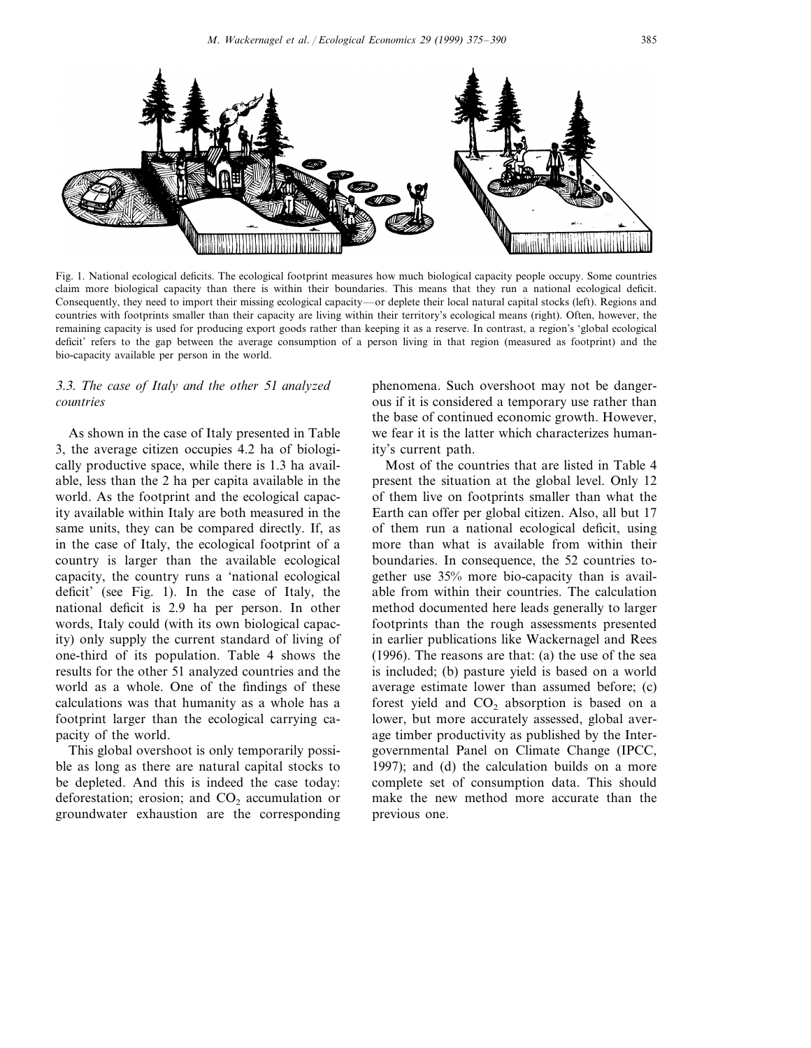Fig. 1. National ecological deficits. The ecological footprint measures how much biological capacity people occupy. Some countries claim more biological capacity than there is within their boundaries. This means that they run a national ecological deficit. Consequently, they need to import their missing ecological capacity—or deplete their local natural capital stocks (left). Regions and countries with footprints smaller than their capacity are living within their territory's ecological means (right). Often, however, the remaining capacity is used for producing export goods rather than keeping it as a reserve. In contrast, a region's 'global ecological deficit' refers to the gap between the average consumption of a person living in that region (measured as footprint) and the bio-capacity available per person in the world.

### 3.3. The case of Italy and the other 51 analyzed countries

As shown in the case of Italy presented in Table 3, the average citizen occupies 4.2 ha of biologically productive space, while there is 1.3 ha available, less than the 2 ha per capita available in the world. As the footprint and the ecological capacity available within Italy are both measured in the same units, they can be compared directly. If, as in the case of Italy, the ecological footprint of a country is larger than the available ecological capacity, the country runs a 'national ecological deficit' (see Fig. 1). In the case of Italy, the national deficit is 2.9 ha per person. In other words, Italy could (with its own biological capacity) only supply the current standard of living of one-third of its population. Table 4 shows the results for the other 51 analyzed countries and the world as a whole. One of the findings of these calculations was that humanity as a whole has a footprint larger than the ecological carrying capacity of the world.

This global overshoot is only temporarily possible as long as there are natural capital stocks to be depleted. And this is indeed the case today: deforestation; erosion; and $CO_2$ accumulation or groundwater exhaustion are the corresponding phenomena. Such overshoot may not be dangerous if it is considered a temporary use rather than the base of continued economic growth. However, we fear it is the latter which characterizes humanity's current path.

Most of the countries that are listed in Table 4 present the situation at the global level. Only 12 of them live on footprints smaller than what the Earth can offer per global citizen. Also, all but 17 of them run a national ecological deficit, using more than what is available from within their boundaries. In consequence, the 52 countries together use 35% more bio-capacity than is available from within their countries. The calculation method documented here leads generally to larger footprints than the rough assessments presented in earlier publications like Wackernagel and Rees (1996). The reasons are that: (a) the use of the sea is included; (b) pasture yield is based on a world average estimate lower than assumed before; (c) forest yield and $CO_2$ absorption is based on a lower, but more accurately assessed, global average timber productivity as published by the Intergovernmental Panel on Climate Change (IPCC, 1997); and (d) the calculation builds on a more complete set of consumption data. This should make the new method more accurate than the previous one.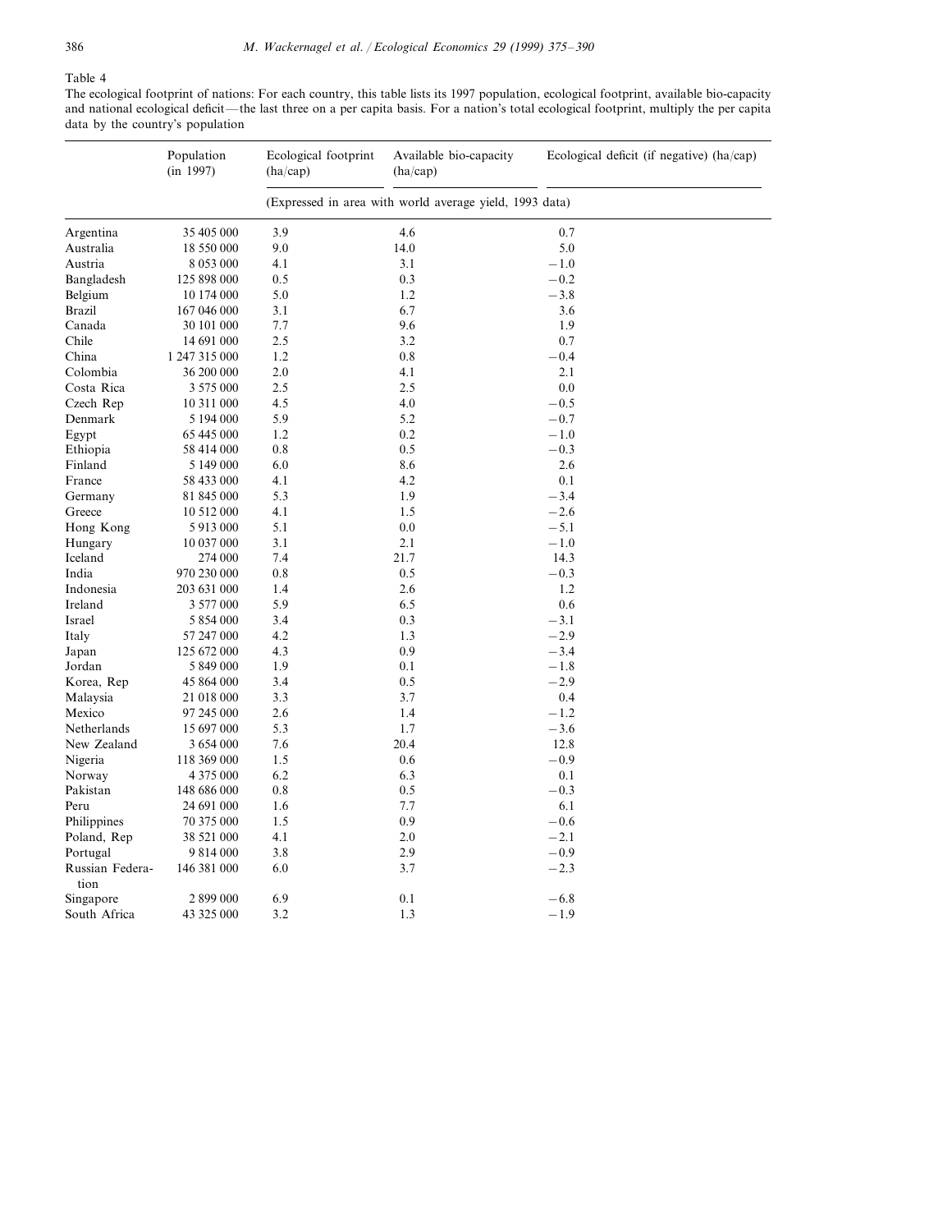Table 4

The ecological footprint of nations: For each country, this table lists its 1997 population, ecological footprint, available bio-capacity and national ecological deficit — the last three on a per capita basis. For a nation's total ecological footprint, multiply the per capita data by the country's population

| | Population (in 1997) | Ecological footprint (ha/cap) | Available bio-capacity (ha/cap) | Ecological deficit (if negative) (ha/cap) |
|---|---|---|---|---|
| | | (Expressed in area with world average yield, 1993 data) | | |
| Argentina | 35 405 000 | 3.9 | 4.6 | 0.7 |
| Australia | 18 550 000 | 9.0 | 14.0 | 5.0 |
| Austria | 8 053 000 | 4.1 | 3.1 | −1.0 |
| Bangladesh | 125 898 000 | 0.5 | 0.3 | −0.2 |
| Belgium | 10 174 000 | 5.0 | 1.2 | −3.8 |
| Brazil | 167 046 000 | 3.1 | 6.7 | 3.6 |
| Canada | 30 101 000 | 7.7 | 9.6 | 1.9 |
| Chile | 14 691 000 | 2.5 | 3.2 | 0.7 |
| China | 1 247 315 000 | 1.2 | 0.8 | −0.4 |
| Colombia | 36 200 000 | 2.0 | 4.1 | 2.1 |
| Costa Rica | 3 575 000 | 2.5 | 2.5 | 0.0 |
| Czech Rep | 10 311 000 | 4.5 | 4.0 | −0.5 |
| Denmark | 5 194 000 | 5.9 | 5.2 | −0.7 |
| Egypt | 65 445 000 | 1.2 | 0.2 | −1.0 |
| Ethiopia | 58 414 000 | 0.8 | 0.5 | −0.3 |
| Finland | 5 149 000 | 6.0 | 8.6 | 2.6 |
| France | 58 433 000 | 4.1 | 4.2 | 0.1 |
| Germany | 81 845 000 | 5.3 | 1.9 | −3.4 |
| Greece | 10 512 000 | 4.1 | 1.5 | −2.6 |
| Hong Kong | 5 913 000 | 5.1 | 0.0 | −5.1 |
| Hungary | 10 037 000 | 3.1 | 2.1 | −1.0 |
| Iceland | 274 000 | 7.4 | 21.7 | 14.3 |
| India | 970 230 000 | 0.8 | 0.5 | −0.3 |
| Indonesia | 203 631 000 | 1.4 | 2.6 | 1.2 |
| Ireland | 3 577 000 | 5.9 | 6.5 | 0.6 |
| Israel | 5 854 000 | 3.4 | 0.3 | −3.1 |
| Italy | 57 247 000 | 4.2 | 1.3 | −2.9 |
| Japan | 125 672 000 | 4.3 | 0.9 | −3.4 |
| Jordan | 5 849 000 | 1.9 | 0.1 | −1.8 |
| Korea, Rep | 45 864 000 | 3.4 | 0.5 | −2.9 |
| Malaysia | 21 018 000 | 3.3 | 3.7 | 0.4 |
| Mexico | 97 245 000 | 2.6 | 1.4 | −1.2 |
| Netherlands | 15 697 000 | 5.3 | 1.7 | −3.6 |
| New Zealand | 3 654 000 | 7.6 | 20.4 | 12.8 |
| Nigeria | 118 369 000 | 1.5 | 0.6 | −0.9 |
| Norway | 4 375 000 | 6.2 | 6.3 | 0.1 |
| Pakistan | 148 686 000 | 0.8 | 0.5 | −0.3 |
| Peru | 24 691 000 | 1.6 | 7.7 | 6.1 |
| Philippines | 70 375 000 | 1.5 | 0.9 | −0.6 |
| Poland, Rep | 38 521 000 | 4.1 | 2.0 | −2.1 |
| Portugal | 9 814 000 | 3.8 | 2.9 | −0.9 |
| Russian Federation | 146 381 000 | 6.0 | 3.7 | −2.3 |
| Singapore | 2 899 000 | 6.9 | 0.1 | −6.8 |
| South Africa | 43 325 000 | 3.2 | 1.3 | −1.9 |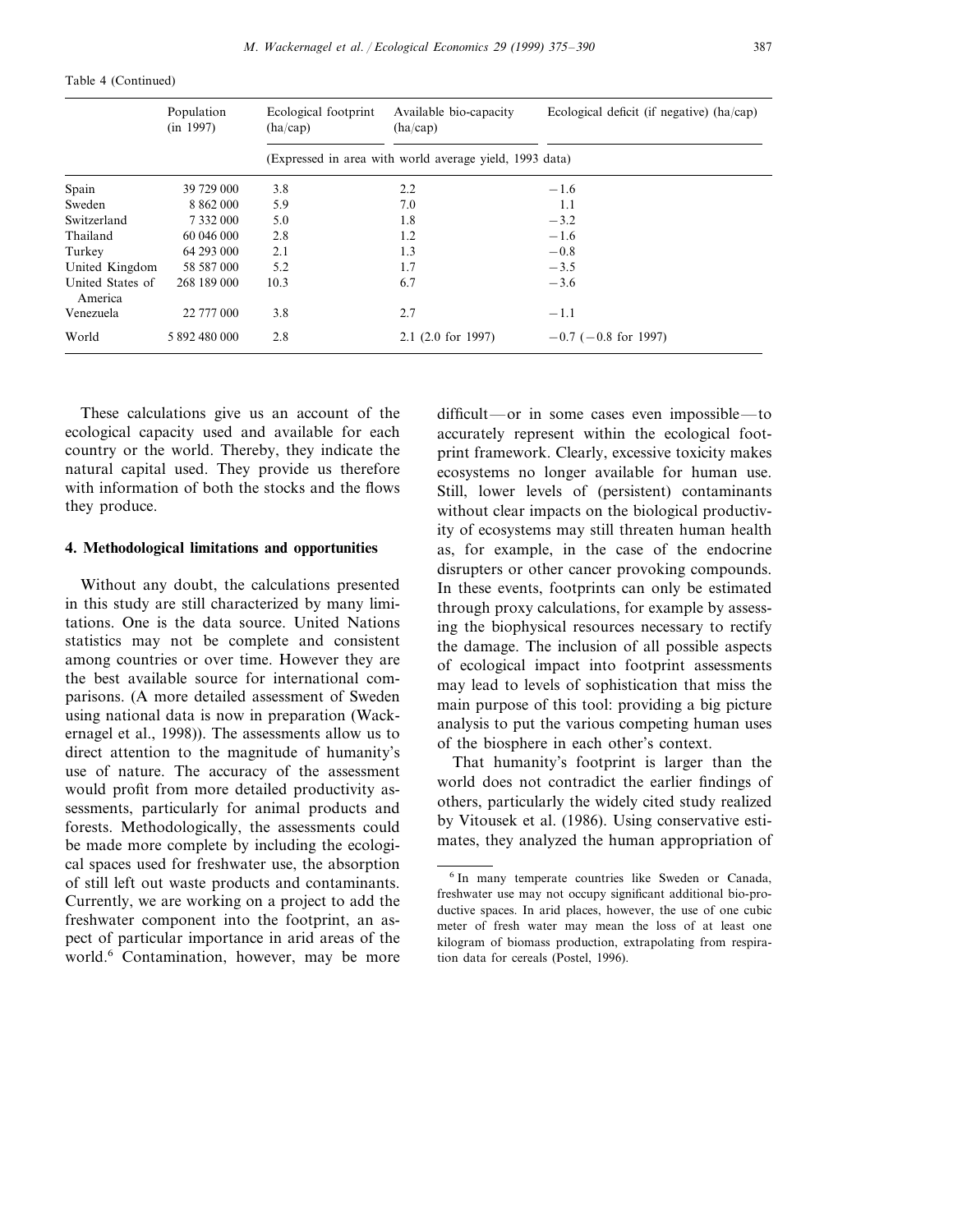Table 4 (Continued)

| | Population (in 1997) | Ecological footprint (ha/cap) | Available bio-capacity (ha/cap) | Ecological deficit (if negative) (ha/cap) |
|---|---|---|---|---|
| | | (Expressed in area with world average yield, 1993 data) | | |
| Spain | 39 729 000 | 3.8 | 2.2 | −1.6 |
| Sweden | 8 862 000 | 5.9 | 7.0 | 1.1 |
| Switzerland | 7 332 000 | 5.0 | 1.8 | −3.2 |
| Thailand | 60 046 000 | 2.8 | 1.2 | −1.6 |
| Turkey | 64 293 000 | 2.1 | 1.3 | −0.8 |
| United Kingdom | 58 587 000 | 5.2 | 1.7 | −3.5 |
| United States of America | 268 189 000 | 10.3 | 6.7 | −3.6 |
| Venezuela | 22 777 000 | 3.8 | 2.7 | −1.1 |
| World | 5 892 480 000 | 2.8 | 2.1 (2.0 for 1997) | −0.7 (−0.8 for 1997) |

These calculations give us an account of the ecological capacity used and available for each country or the world. Thereby, they indicate the natural capital used. They provide us therefore with information of both the stocks and the flows they produce.

## 4. Methodological limitations and opportunities

Without any doubt, the calculations presented in this study are still characterized by many limitations. One is the data source. United Nations statistics may not be complete and consistent among countries or over time. However they are the best available source for international comparisons. (A more detailed assessment of Sweden using national data is now in preparation (Wackernagel et al., 1998)). The assessments allow us to direct attention to the magnitude of humanity's use of nature. The accuracy of the assessment would profit from more detailed productivity assessments, particularly for animal products and forests. Methodologically, the assessments could be made more complete by including the ecological spaces used for freshwater use, the absorption of still left out waste products and contaminants. Currently, we are working on a project to add the freshwater component into the footprint, an aspect of particular importance in arid areas of the world.[6] Contamination, however, may be more difficult—or in some cases even impossible—to accurately represent within the ecological footprint framework. Clearly, excessive toxicity makes ecosystems no longer available for human use. Still, lower levels of (persistent) contaminants without clear impacts on the biological productivity of ecosystems may still threaten human health as, for example, in the case of the endocrine disrupters or other cancer provoking compounds. In these events, footprints can only be estimated through proxy calculations, for example by assessing the biophysical resources necessary to rectify the damage. The inclusion of all possible aspects of ecological impact into footprint assessments may lead to levels of sophistication that miss the main purpose of this tool: providing a big picture analysis to put the various competing human uses of the biosphere in each other's context.

That humanity's footprint is larger than the world does not contradict the earlier findings of others, particularly the widely cited study realized by Vitousek et al. (1986). Using conservative estimates, they analyzed the human appropriation of

[6] In many temperate countries like Sweden or Canada, freshwater use may not occupy significant additional bio-productive spaces. In arid places, however, the use of one cubic meter of fresh water may mean the loss of at least one kilogram of biomass production, extrapolating from respiration data for cereals (Postel, 1996).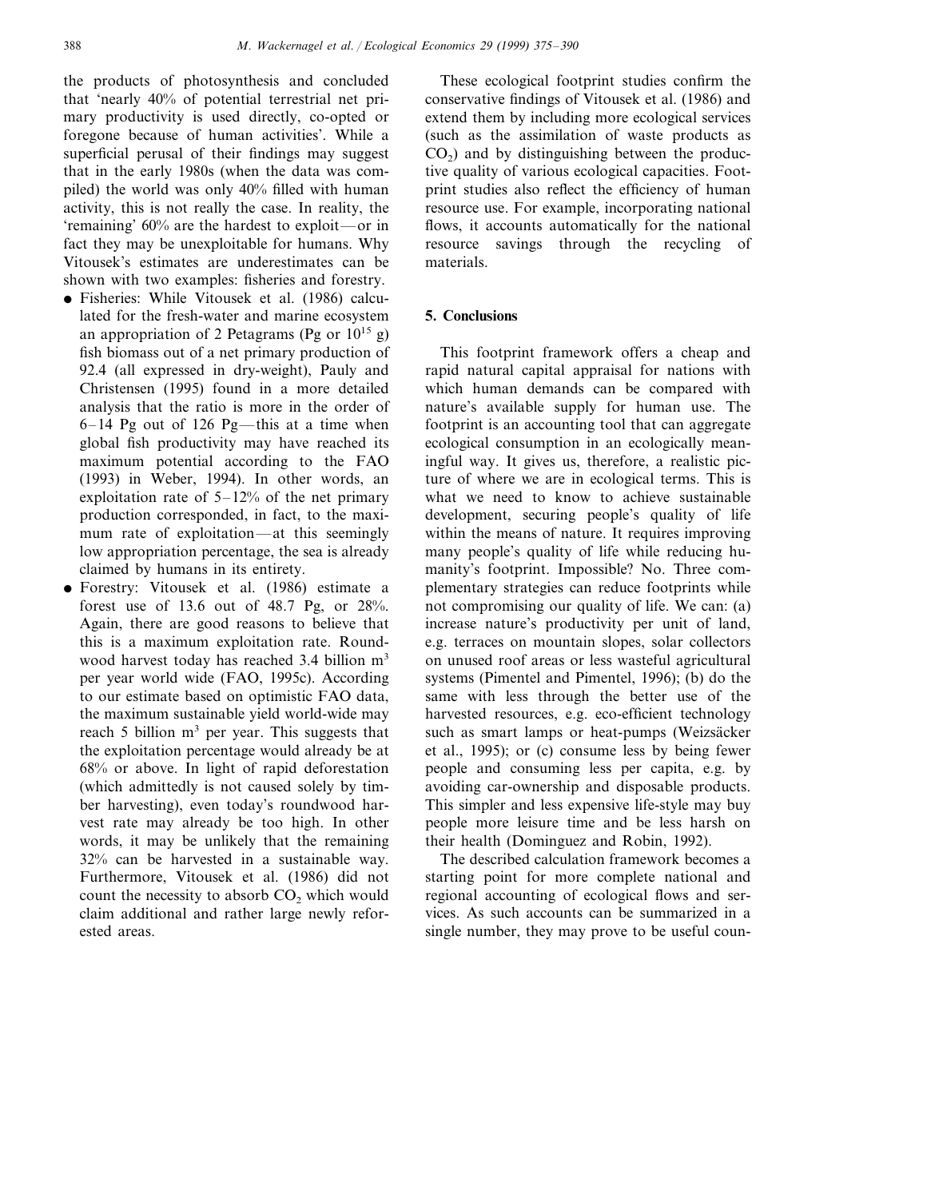the products of photosynthesis and concluded that 'nearly 40% of potential terrestrial net primary productivity is used directly, co-opted or foregone because of human activities'. While a superficial perusal of their findings may suggest that in the early 1980s (when the data was compiled) the world was only 40% filled with human activity, this is not really the case. In reality, the 'remaining' 60% are the hardest to exploit—or in fact they may be unexploitable for humans. Why Vitousek's estimates are underestimates can be shown with two examples: fisheries and forestry.

- Fisheries: While Vitousek et al. (1986) calculated for the fresh-water and marine ecosystem an appropriation of 2 Petagrams (Pg or $10^{15}$ g) fish biomass out of a net primary production of 92.4 (all expressed in dry-weight), Pauly and Christensen (1995) found in a more detailed analysis that the ratio is more in the order of 6–14 Pg out of 126 Pg—this at a time when global fish productivity may have reached its maximum potential according to the FAO (1993) in Weber, 1994). In other words, an exploitation rate of 5–12% of the net primary production corresponded, in fact, to the maximum rate of exploitation—at this seemingly low appropriation percentage, the sea is already claimed by humans in its entirety.
- Forestry: Vitousek et al. (1986) estimate a forest use of 13.6 out of 48.7 Pg, or 28%. Again, there are good reasons to believe that this is a maximum exploitation rate. Roundwood harvest today has reached 3.4 billion $m^3$ per year world wide (FAO, 1995c). According to our estimate based on optimistic FAO data, the maximum sustainable yield world-wide may reach 5 billion $m^3$ per year. This suggests that the exploitation percentage would already be at 68% or above. In light of rapid deforestation (which admittedly is not caused solely by timber harvesting), even today's roundwood harvest rate may already be too high. In other words, it may be unlikely that the remaining 32% can be harvested in a sustainable way. Furthermore, Vitousek et al. (1986) did not count the necessity to absorb $CO_2$ which would claim additional and rather large newly reforested areas.

These ecological footprint studies confirm the conservative findings of Vitousek et al. (1986) and extend them by including more ecological services (such as the assimilation of waste products as $CO_2$) and by distinguishing between the productive quality of various ecological capacities. Footprint studies also reflect the efficiency of human resource use. For example, incorporating national flows, it accounts automatically for the national resource savings through the recycling of materials.

## 5. Conclusions

This footprint framework offers a cheap and rapid natural capital appraisal for nations with which human demands can be compared with nature's available supply for human use. The footprint is an accounting tool that can aggregate ecological consumption in an ecologically meaningful way. It gives us, therefore, a realistic picture of where we are in ecological terms. This is what we need to know to achieve sustainable development, securing people's quality of life within the means of nature. It requires improving many people's quality of life while reducing humanity's footprint. Impossible? No. Three complementary strategies can reduce footprints while not compromising our quality of life. We can: (a) increase nature's productivity per unit of land, e.g. terraces on mountain slopes, solar collectors on unused roof areas or less wasteful agricultural systems (Pimentel and Pimentel, 1996); (b) do the same with less through the better use of the harvested resources, e.g. eco-efficient technology such as smart lamps or heat-pumps (Weizsäcker et al., 1995); or (c) consume less by being fewer people and consuming less per capita, e.g. by avoiding car-ownership and disposable products. This simpler and less expensive life-style may buy people more leisure time and be less harsh on their health (Dominguez and Robin, 1992).

The described calculation framework becomes a starting point for more complete national and regional accounting of ecological flows and services. As such accounts can be summarized in a single number, they may prove to be useful coun-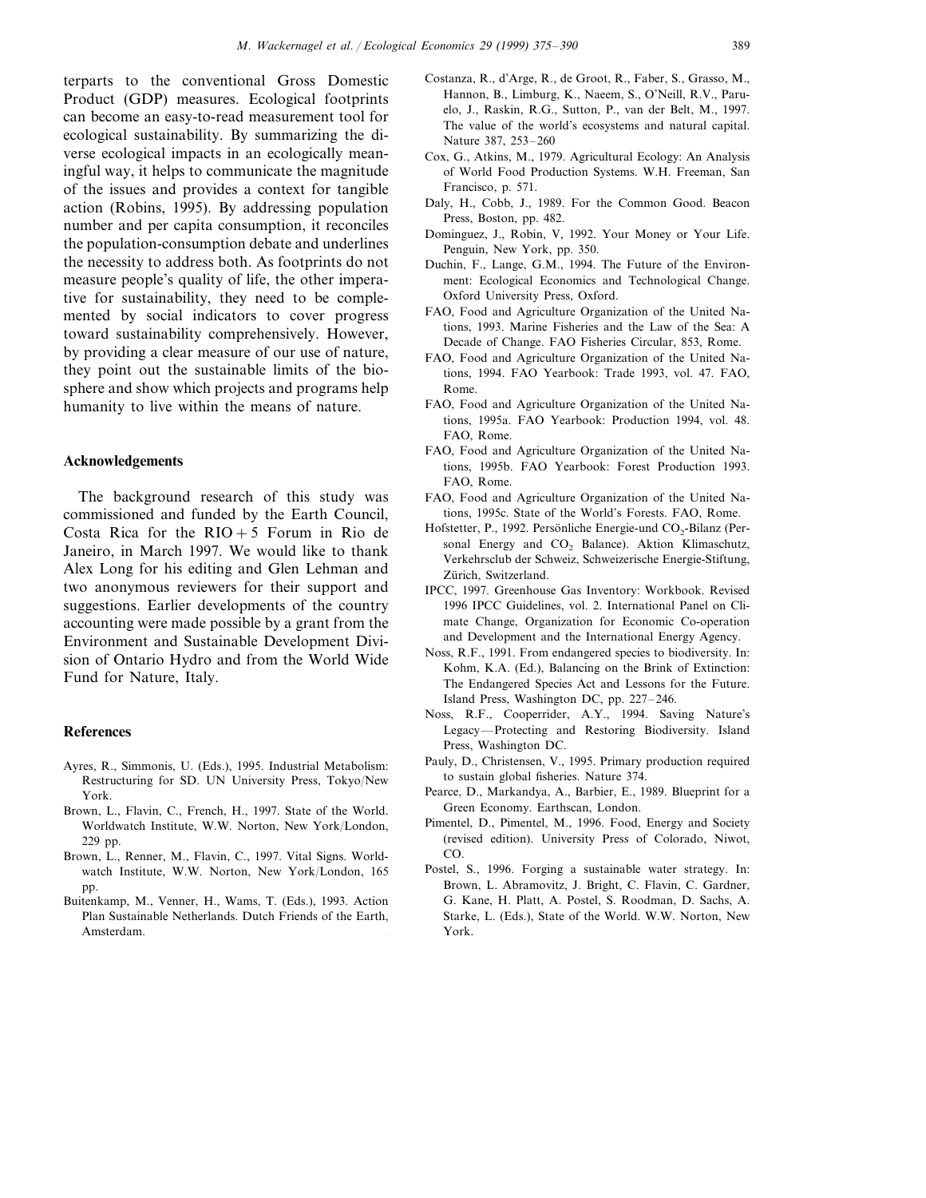terparts to the conventional Gross Domestic Product (GDP) measures. Ecological footprints can become an easy-to-read measurement tool for ecological sustainability. By summarizing the diverse ecological impacts in an ecologically meaningful way, it helps to communicate the magnitude of the issues and provides a context for tangible action (Robins, 1995). By addressing population number and per capita consumption, it reconciles the population-consumption debate and underlines the necessity to address both. As footprints do not measure people's quality of life, the other imperative for sustainability, they need to be complemented by social indicators to cover progress toward sustainability comprehensively. However, by providing a clear measure of our use of nature, they point out the sustainable limits of the biosphere and show which projects and programs help humanity to live within the means of nature.

## Acknowledgements

The background research of this study was commissioned and funded by the Earth Council, Costa Rica for the RIO + 5 Forum in Rio de Janeiro, in March 1997. We would like to thank Alex Long for his editing and Glen Lehman and two anonymous reviewers for their support and suggestions. Earlier developments of the country accounting were made possible by a grant from the Environment and Sustainable Development Division of Ontario Hydro and from the World Wide Fund for Nature, Italy.

## References

Ayres, R., Simmonis, U. (Eds.), 1995. Industrial Metabolism: Restructuring for SD. UN University Press, Tokyo/New York.

Brown, L., Flavin, C., French, H., 1997. State of the World. Worldwatch Institute, W.W. Norton, New York/London, 229 pp.

Brown, L., Renner, M., Flavin, C., 1997. Vital Signs. Worldwatch Institute, W.W. Norton, New York/London, 165 pp.

Buitenkamp, M., Venner, H., Wams, T. (Eds.), 1993. Action Plan Sustainable Netherlands. Dutch Friends of the Earth, Amsterdam.

Costanza, R., d'Arge, R., de Groot, R., Faber, S., Grasso, M., Hannon, B., Limburg, K., Naeem, S., O'Neill, R.V., Paruelo, J., Raskin, R.G., Sutton, P., van der Belt, M., 1997. The value of the world's ecosystems and natural capital. Nature 387, 253–260

Cox, G., Atkins, M., 1979. Agricultural Ecology: An Analysis of World Food Production Systems. W.H. Freeman, San Francisco, p. 571.

Daly, H., Cobb, J., 1989. For the Common Good. Beacon Press, Boston, pp. 482.

Dominguez, J., Robin, V, 1992. Your Money or Your Life. Penguin, New York, pp. 350.

Duchin, F., Lange, G.M., 1994. The Future of the Environment: Ecological Economics and Technological Change. Oxford University Press, Oxford.

FAO, Food and Agriculture Organization of the United Nations, 1993. Marine Fisheries and the Law of the Sea: A Decade of Change. FAO Fisheries Circular, 853, Rome.

FAO, Food and Agriculture Organization of the United Nations, 1994. FAO Yearbook: Trade 1993, vol. 47. FAO, Rome.

FAO, Food and Agriculture Organization of the United Nations, 1995a. FAO Yearbook: Production 1994, vol. 48. FAO, Rome.

FAO, Food and Agriculture Organization of the United Nations, 1995b. FAO Yearbook: Forest Production 1993. FAO, Rome.

FAO, Food and Agriculture Organization of the United Nations, 1995c. State of the World's Forests. FAO, Rome.

Hofstetter, P., 1992. Persönliche Energie-und $CO_2$-Bilanz (Personal Energy and $CO_2$ Balance). Aktion Klimaschutz, Verkehrsclub der Schweiz, Schweizerische Energie-Stiftung, Zürich, Switzerland.

IPCC, 1997. Greenhouse Gas Inventory: Workbook. Revised 1996 IPCC Guidelines, vol. 2. International Panel on Climate Change, Organization for Economic Co-operation and Development and the International Energy Agency.

Noss, R.F., 1991. From endangered species to biodiversity. In: Kohm, K.A. (Ed.), Balancing on the Brink of Extinction: The Endangered Species Act and Lessons for the Future. Island Press, Washington DC, pp. 227–246.

Noss, R.F., Cooperrider, A.Y., 1994. Saving Nature's Legacy—Protecting and Restoring Biodiversity. Island Press, Washington DC.

Pauly, D., Christensen, V., 1995. Primary production required to sustain global fisheries. Nature 374.

Pearce, D., Markandya, A., Barbier, E., 1989. Blueprint for a Green Economy. Earthscan, London.

Pimentel, D., Pimentel, M., 1996. Food, Energy and Society (revised edition). University Press of Colorado, Niwot, CO.

Postel, S., 1996. Forging a sustainable water strategy. In: Brown, L. Abramovitz, J. Bright, C. Flavin, C. Gardner, G. Kane, H. Platt, A. Postel, S. Roodman, D. Sachs, A. Starke, L. (Eds.), State of the World. W.W. Norton, New York.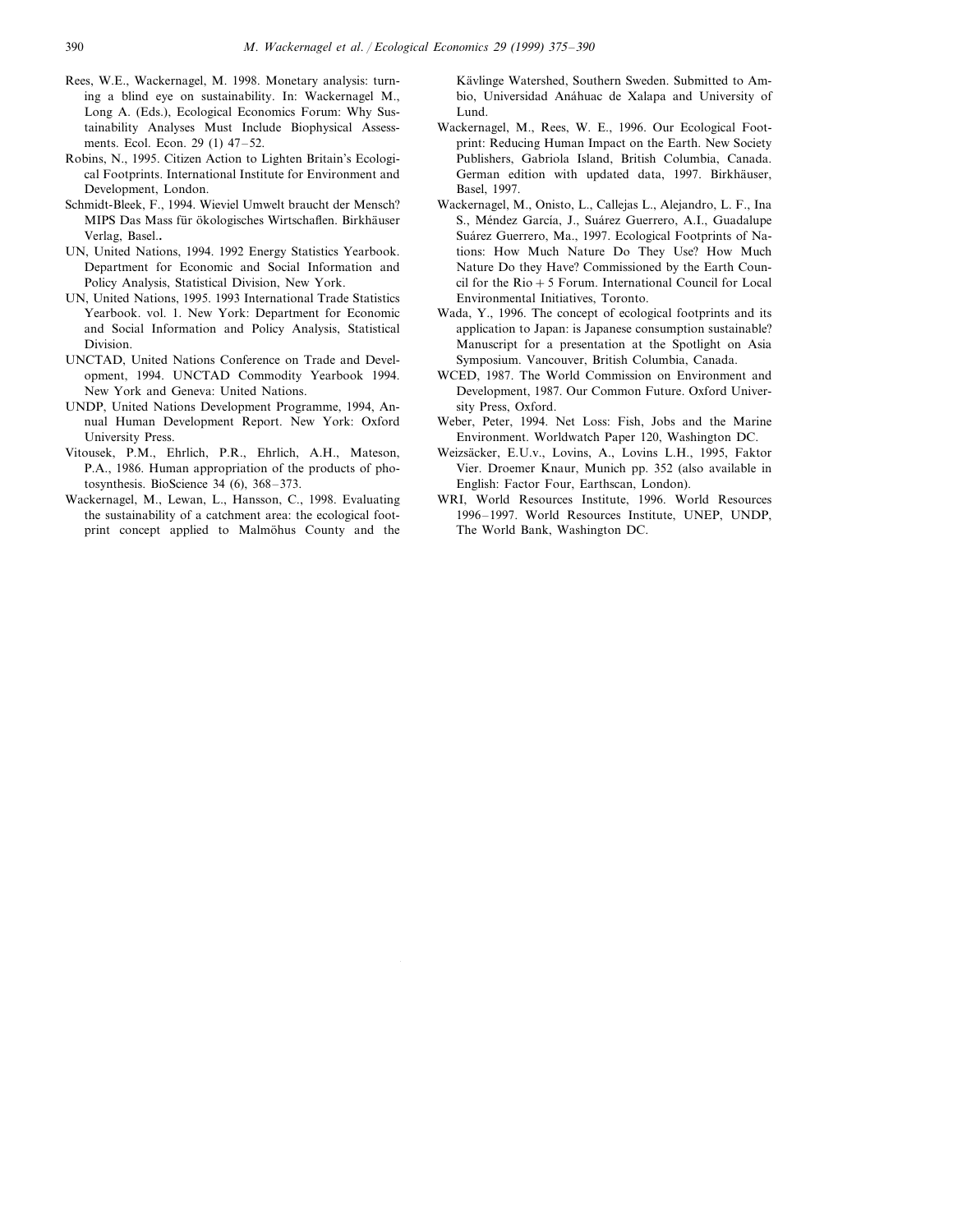Rees, W.E., Wackernagel, M. 1998. Monetary analysis: turning a blind eye on sustainability. In: Wackernagel M., Long A. (Eds.), Ecological Economics Forum: Why Sustainability Analyses Must Include Biophysical Assessments. Ecol. Econ. 29 (1) 47–52.

Robins, N., 1995. Citizen Action to Lighten Britain's Ecological Footprints. International Institute for Environment and Development, London.

Schmidt-Bleek, F., 1994. Wieviel Umwelt braucht der Mensch? MIPS Das Mass für ökologisches Wirtschaflen. Birkhäuser Verlag, Basel..

UN, United Nations, 1994. 1992 Energy Statistics Yearbook. Department for Economic and Social Information and Policy Analysis, Statistical Division, New York.

UN, United Nations, 1995. 1993 International Trade Statistics Yearbook. vol. 1. New York: Department for Economic and Social Information and Policy Analysis, Statistical Division.

UNCTAD, United Nations Conference on Trade and Development, 1994. UNCTAD Commodity Yearbook 1994. New York and Geneva: United Nations.

UNDP, United Nations Development Programme, 1994, Annual Human Development Report. New York: Oxford University Press.

Vitousek, P.M., Ehrlich, P.R., Ehrlich, A.H., Mateson, P.A., 1986. Human appropriation of the products of photosynthesis. BioScience 34 (6), 368–373.

Wackernagel, M., Lewan, L., Hansson, C., 1998. Evaluating the sustainability of a catchment area: the ecological footprint concept applied to Malmöhus County and the Kävlinge Watershed, Southern Sweden. Submitted to Ambio, Universidad Anáhuac de Xalapa and University of Lund.

Wackernagel, M., Rees, W. E., 1996. Our Ecological Footprint: Reducing Human Impact on the Earth. New Society Publishers, Gabriola Island, British Columbia, Canada. German edition with updated data, 1997. Birkhäuser, Basel, 1997.

Wackernagel, M., Onisto, L., Callejas L., Alejandro, L. F., Ina S., Méndez García, J., Suárez Guerrero, A.I., Guadalupe Suárez Guerrero, Ma., 1997. Ecological Footprints of Nations: How Much Nature Do They Use? How Much Nature Do they Have? Commissioned by the Earth Council for the Rio + 5 Forum. International Council for Local Environmental Initiatives, Toronto.

Wada, Y., 1996. The concept of ecological footprints and its application to Japan: is Japanese consumption sustainable? Manuscript for a presentation at the Spotlight on Asia Symposium. Vancouver, British Columbia, Canada.

WCED, 1987. The World Commission on Environment and Development, 1987. Our Common Future. Oxford University Press, Oxford.

Weber, Peter, 1994. Net Loss: Fish, Jobs and the Marine Environment. Worldwatch Paper 120, Washington DC.

Weizsäcker, E.U.v., Lovins, A., Lovins L.H., 1995, Faktor Vier. Droemer Knaur, Munich pp. 352 (also available in English: Factor Four, Earthscan, London).

WRI, World Resources Institute, 1996. World Resources 1996–1997. World Resources Institute, UNEP, UNDP, The World Bank, Washington DC.